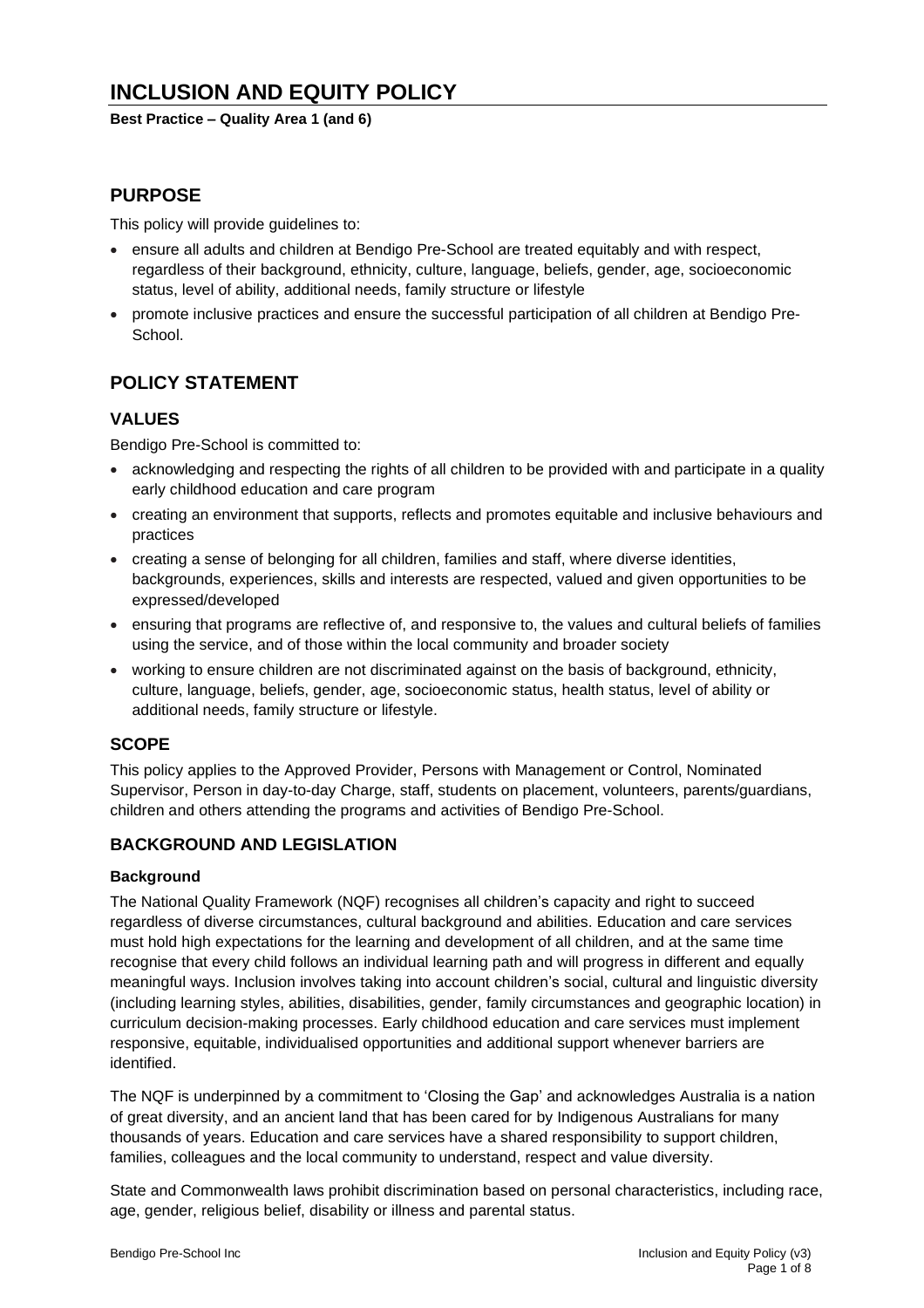# INCLUSION AND EQUITY POLICY

**Best Practice – Quality Area 1 (and 6)**

## PURPOSE

This policy will provide guidelines to:

- ensure all adults and children at Bendigo Pre-School are treated equitably and with respect, regardless of their background, ethnicity, culture, language, beliefs, gender, age, socioeconomic status, level of ability, additional needs, family structure or lifestyle
- promote inclusive practices and ensure the successful participation of all children at Bendigo Pre-School.

## POLICY STATEMENT

### VALUES

Bendigo Pre-School is committed to:

- acknowledging and respecting the rights of all children to be provided with and participate in a quality early childhood education and care program
- creating an environment that supports, reflects and promotes equitable and inclusive behaviours and practices
- creating a sense of belonging for all children, families and staff, where diverse identities, backgrounds, experiences, skills and interests are respected, valued and given opportunities to be expressed/developed
- ensuring that programs are reflective of, and responsive to, the values and cultural beliefs of families using the service, and of those within the local community and broader society
- working to ensure children are not discriminated against on the basis of background, ethnicity, culture, language, beliefs, gender, age, socioeconomic status, health status, level of ability or additional needs, family structure or lifestyle.

### SCOPE

This policy applies to the Approved Provider, Persons with Management or Control, Nominated Supervisor, Person in day-to-day Charge, staff, students on placement, volunteers, parents/guardians, children and others attending the programs and activities of Bendigo Pre-School.

### BACKGROUND AND LEGISLATION

#### Background

The National Quality Framework (NQF) recognises all children's capacity and right to succeed regardless of diverse circumstances, cultural background and abilities. Education and care services must hold high expectations for the learning and development of all children, and at the same time recognise that every child follows an individual learning path and will progress in different and equally meaningful ways. Inclusion involves taking into account children's social, cultural and linguistic diversity (including learning styles, abilities, disabilities, gender, family circumstances and geographic location) in curriculum decision-making processes. Early childhood education and care services must implement responsive, equitable, individualised opportunities and additional support whenever barriers are identified.

The NQF is underpinned by a commitment to 'Closing the Gap' and acknowledges Australia is a nation of great diversity, and an ancient land that has been cared for by Indigenous Australians for many thousands of years. Education and care services have a shared responsibility to support children, families, colleagues and the local community to understand, respect and value diversity.

State and Commonwealth laws prohibit discrimination based on personal characteristics, including race, age, gender, religious belief, disability or illness and parental status.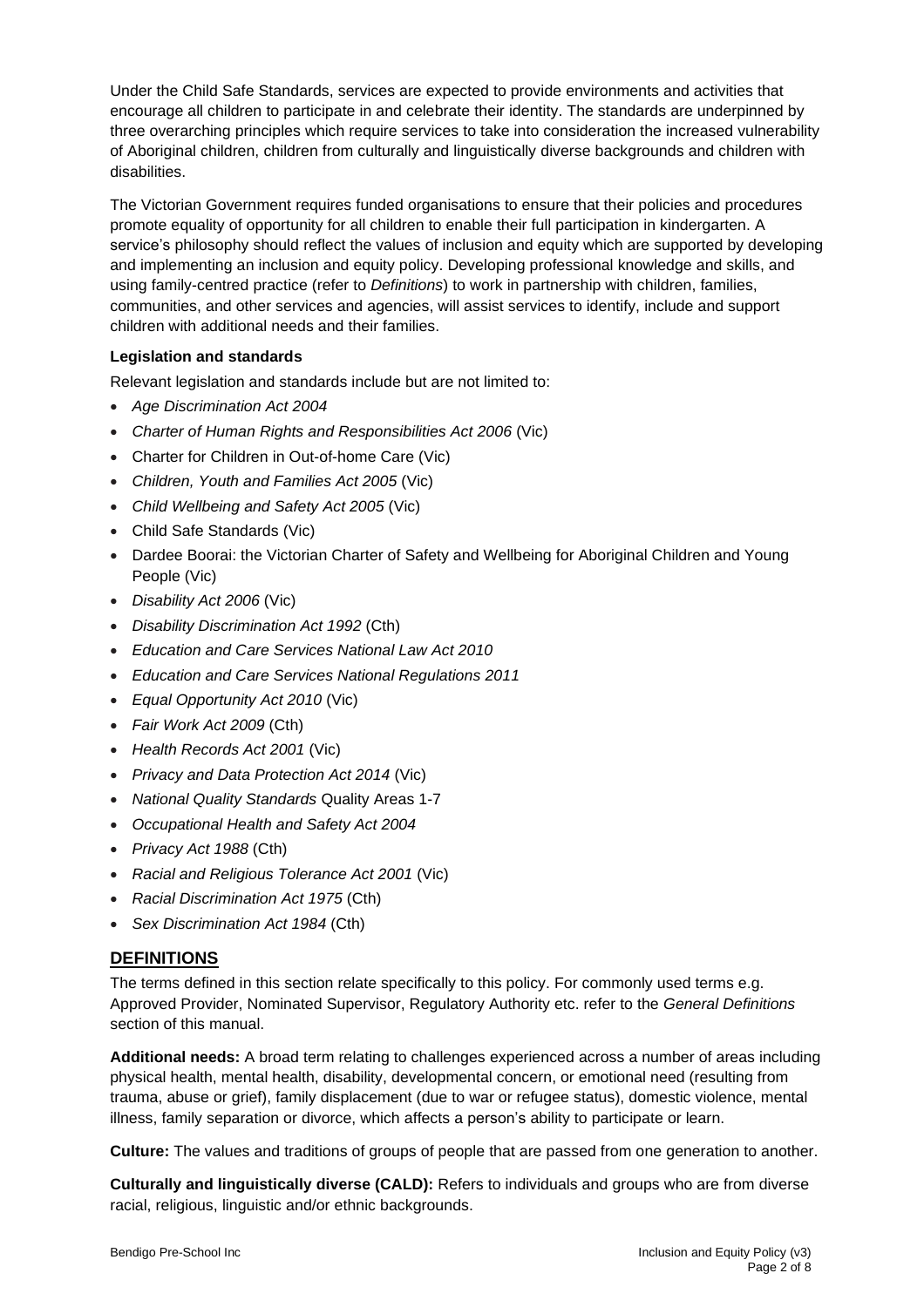Under the Child Safe Standards, services are expected to provide environments and activities that encourage all children to participate in and celebrate their identity. The standards are underpinned by three overarching principles which require services to take into consideration the increased vulnerability of Aboriginal children, children from culturally and linguistically diverse backgrounds and children with disabilities.

The Victorian Government requires funded organisations to ensure that their policies and procedures promote equality of opportunity for all children to enable their full participation in kindergarten. A service's philosophy should reflect the values of inclusion and equity which are supported by developing and implementing an inclusion and equity policy. Developing professional knowledge and skills, and using family-centred practice (refer to *Definitions*) to work in partnership with children, families, communities, and other services and agencies, will assist services to identify, include and support children with additional needs and their families.

**Legislation and standards**

Relevant legislation and standards include but are not limited to:

- *Age Discrimination Act 2004*
- *Charter of Human Rights and Responsibilities Act 2006* (Vic)
- Charter for Children in Out-of-home Care (Vic)
- *Children, Youth and Families Act 2005* (Vic)
- *Child Wellbeing and Safety Act 2005* (Vic)
- Child Safe Standards (Vic)
- Dardee Boorai: the Victorian Charter of Safety and Wellbeing for Aboriginal Children and Young People (Vic)
- *Disability Act 2006* (Vic)
- *Disability Discrimination Act 1992* (Cth)
- *Education and Care Services National Law Act 2010*
- *Education and Care Services National Regulations 2011*
- *Equal Opportunity Act 2010* (Vic)
- *Fair Work Act 2009* (Cth)
- *Health Records Act 2001* (Vic)
- *Privacy and Data Protection Act 2014* (Vic)
- *National Quality Standards* Quality Areas 1-7
- *Occupational Health and Safety Act 2004*
- *Privacy Act 1988* (Cth)
- *Racial and Religious Tolerance Act 2001* (Vic)
- *Racial Discrimination Act 1975* (Cth)
- *Sex Discrimination Act 1984* (Cth)

## DEFINITIONS

The terms defined in this section relate specifically to this policy. For commonly used terms e.g. Approved Provider, Nominated Supervisor, Regulatory Authority etc. refer to the *General Definitions* section of this manual.

**Additional needs:** A broad term relating to challenges experienced across a number of areas including physical health, mental health, disability, developmental concern, or emotional need (resulting from trauma, abuse or grief), family displacement (due to war or refugee status), domestic violence, mental illness, family separation or divorce, which affects a person's ability to participate or learn.

**Culture:** The values and traditions of groups of people that are passed from one generation to another.

**Culturally and linguistically diverse (CALD):** Refers to individuals and groups who are from diverse racial, religious, linguistic and/or ethnic backgrounds.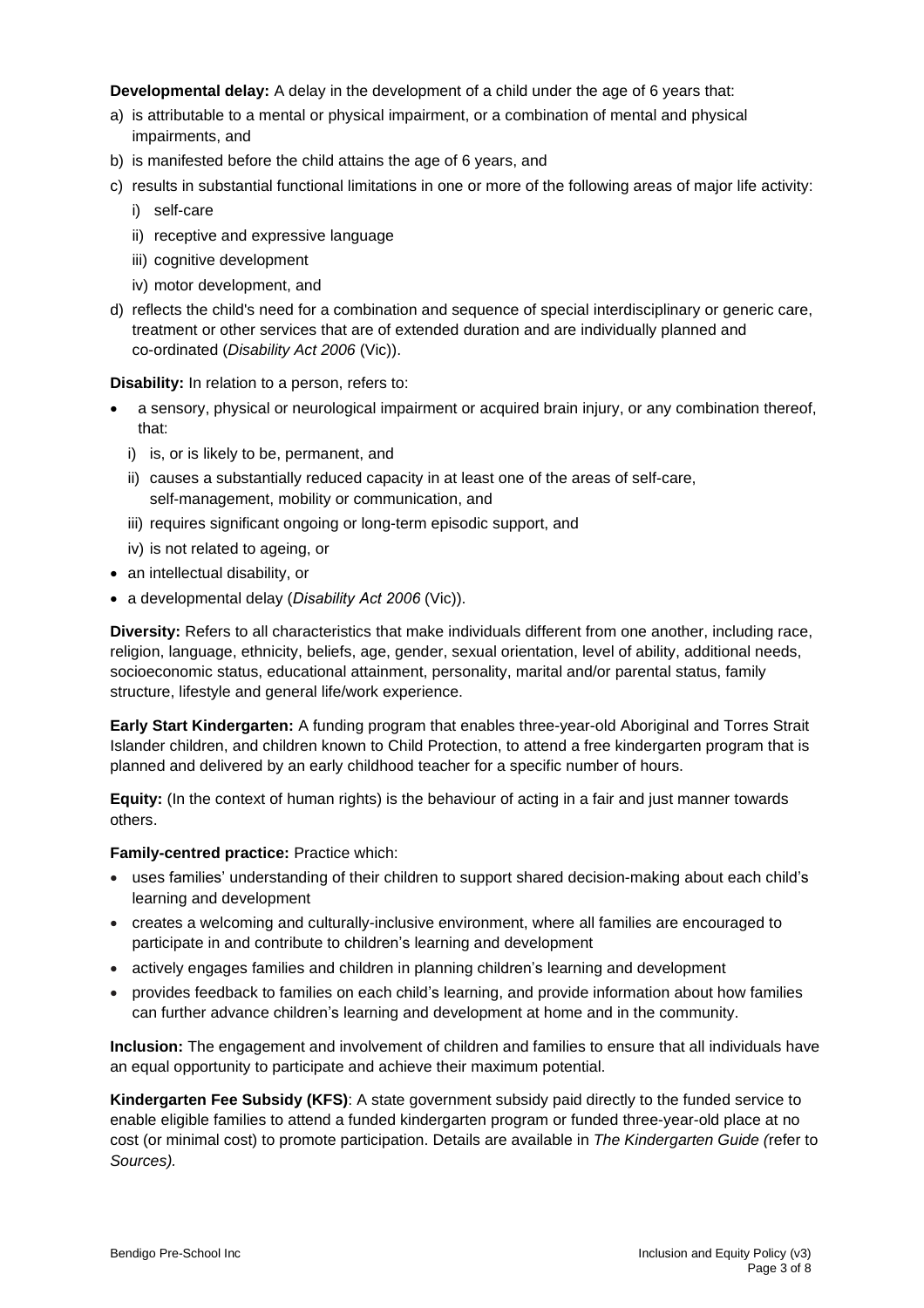**Developmental delay:** A delay in the development of a child under the age of 6 years that:

a) is attributable to a mental or physical impairment, or a combination of mental and physical impairments, and
b) is manifested before the child attains the age of 6 years, and
c) results in substantial functional limitations in one or more of the following areas of major life activity:
    i) self-care
    ii) receptive and expressive language
    iii) cognitive development
    iv) motor development, and
d) reflects the child's need for a combination and sequence of special interdisciplinary or generic care, treatment or other services that are of extended duration and are individually planned and co-ordinated (*Disability Act 2006* (Vic)).

**Disability:** In relation to a person, refers to:

- a sensory, physical or neurological impairment or acquired brain injury, or any combination thereof, that:
    i) is, or is likely to be, permanent, and
    ii) causes a substantially reduced capacity in at least one of the areas of self-care, self-management, mobility or communication, and
    iii) requires significant ongoing or long-term episodic support, and
    iv) is not related to ageing, or
- an intellectual disability, or
- a developmental delay (*Disability Act 2006* (Vic)).

**Diversity:** Refers to all characteristics that make individuals different from one another, including race, religion, language, ethnicity, beliefs, age, gender, sexual orientation, level of ability, additional needs, socioeconomic status, educational attainment, personality, marital and/or parental status, family structure, lifestyle and general life/work experience.

**Early Start Kindergarten:** A funding program that enables three-year-old Aboriginal and Torres Strait Islander children, and children known to Child Protection, to attend a free kindergarten program that is planned and delivered by an early childhood teacher for a specific number of hours.

**Equity:** (In the context of human rights) is the behaviour of acting in a fair and just manner towards others.

**Family-centred practice:** Practice which:

- uses families' understanding of their children to support shared decision-making about each child's learning and development
- creates a welcoming and culturally-inclusive environment, where all families are encouraged to participate in and contribute to children's learning and development
- actively engages families and children in planning children's learning and development
- provides feedback to families on each child's learning, and provide information about how families can further advance children's learning and development at home and in the community.

**Inclusion:** The engagement and involvement of children and families to ensure that all individuals have an equal opportunity to participate and achieve their maximum potential.

**Kindergarten Fee Subsidy (KFS)**: A state government subsidy paid directly to the funded service to enable eligible families to attend a funded kindergarten program or funded three-year-old place at no cost (or minimal cost) to promote participation. Details are available in *The Kindergarten Guide (*refer to *Sources).*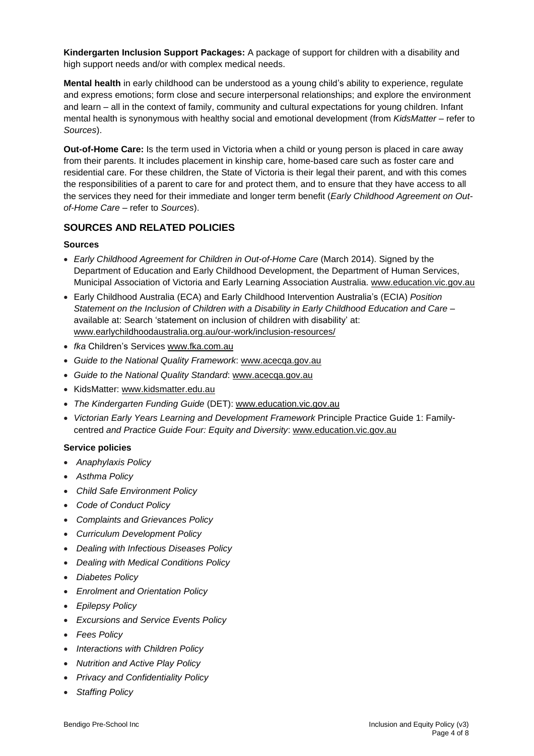**Kindergarten Inclusion Support Packages:** A package of support for children with a disability and high support needs and/or with complex medical needs.

**Mental health** in early childhood can be understood as a young child's ability to experience, regulate and express emotions; form close and secure interpersonal relationships; and explore the environment and learn – all in the context of family, community and cultural expectations for young children. Infant mental health is synonymous with healthy social and emotional development (from *KidsMatter* – refer to *Sources*).

**Out-of-Home Care:** Is the term used in Victoria when a child or young person is placed in care away from their parents. It includes placement in kinship care, home-based care such as foster care and residential care. For these children, the State of Victoria is their legal their parent, and with this comes the responsibilities of a parent to care for and protect them, and to ensure that they have access to all the services they need for their immediate and longer term benefit (*Early Childhood Agreement on Out-of-Home Care* – refer to *Sources*).

## SOURCES AND RELATED POLICIES

### Sources

- *Early Childhood Agreement for Children in Out-of-Home Care* (March 2014). Signed by the Department of Education and Early Childhood Development, the Department of Human Services, Municipal Association of Victoria and Early Learning Association Australia. www.education.vic.gov.au
- Early Childhood Australia (ECA) and Early Childhood Intervention Australia's (ECIA) *Position Statement on the Inclusion of Children with a Disability in Early Childhood Education and Care* – available at: Search 'statement on inclusion of children with disability' at: www.earlychildhoodaustralia.org.au/our-work/inclusion-resources/
- *fka* Children's Services www.fka.com.au
- *Guide to the National Quality Framework*: www.acecqa.gov.au
- *Guide to the National Quality Standard*: www.acecqa.gov.au
- KidsMatter: www.kidsmatter.edu.au
- *The Kindergarten Funding Guide* (DET): www.education.vic.gov.au
- *Victorian Early Years Learning and Development Framework* Principle Practice Guide 1: Family-centred *and Practice Guide Four: Equity and Diversity*: www.education.vic.gov.au

### Service policies

- *Anaphylaxis Policy*
- *Asthma Policy*
- *Child Safe Environment Policy*
- *Code of Conduct Policy*
- *Complaints and Grievances Policy*
- *Curriculum Development Policy*
- *Dealing with Infectious Diseases Policy*
- *Dealing with Medical Conditions Policy*
- *Diabetes Policy*
- *Enrolment and Orientation Policy*
- *Epilepsy Policy*
- *Excursions and Service Events Policy*
- *Fees Policy*
- *Interactions with Children Policy*
- *Nutrition and Active Play Policy*
- *Privacy and Confidentiality Policy*
- *Staffing Policy*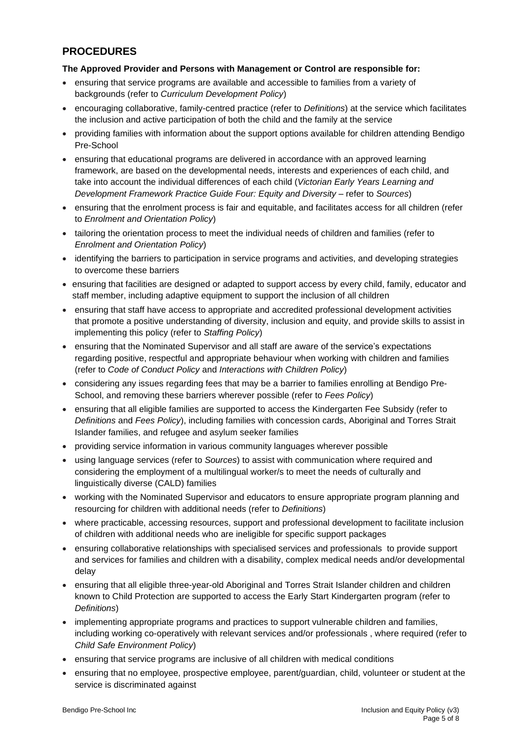## PROCEDURES

**The Approved Provider and Persons with Management or Control are responsible for:**

- ensuring that service programs are available and accessible to families from a variety of backgrounds (refer to *Curriculum Development Policy*)
- encouraging collaborative, family-centred practice (refer to *Definitions*) at the service which facilitates the inclusion and active participation of both the child and the family at the service
- providing families with information about the support options available for children attending Bendigo Pre-School
- ensuring that educational programs are delivered in accordance with an approved learning framework, are based on the developmental needs, interests and experiences of each child, and take into account the individual differences of each child (*Victorian Early Years Learning and Development Framework Practice Guide Four: Equity and Diversity* – refer to *Sources*)
- ensuring that the enrolment process is fair and equitable, and facilitates access for all children (refer to *Enrolment and Orientation Policy*)
- tailoring the orientation process to meet the individual needs of children and families (refer to *Enrolment and Orientation Policy*)
- identifying the barriers to participation in service programs and activities, and developing strategies to overcome these barriers
- ensuring that facilities are designed or adapted to support access by every child, family, educator and staff member, including adaptive equipment to support the inclusion of all children
- ensuring that staff have access to appropriate and accredited professional development activities that promote a positive understanding of diversity, inclusion and equity, and provide skills to assist in implementing this policy (refer to *Staffing Policy*)
- ensuring that the Nominated Supervisor and all staff are aware of the service's expectations regarding positive, respectful and appropriate behaviour when working with children and families (refer to *Code of Conduct Policy* and *Interactions with Children Policy*)
- considering any issues regarding fees that may be a barrier to families enrolling at Bendigo Pre-School, and removing these barriers wherever possible (refer to *Fees Policy*)
- ensuring that all eligible families are supported to access the Kindergarten Fee Subsidy (refer to *Definitions* and *Fees Policy*), including families with concession cards, Aboriginal and Torres Strait Islander families, and refugee and asylum seeker families
- providing service information in various community languages wherever possible
- using language services (refer to *Sources*) to assist with communication where required and considering the employment of a multilingual worker/s to meet the needs of culturally and linguistically diverse (CALD) families
- working with the Nominated Supervisor and educators to ensure appropriate program planning and resourcing for children with additional needs (refer to *Definitions*)
- where practicable, accessing resources, support and professional development to facilitate inclusion of children with additional needs who are ineligible for specific support packages
- ensuring collaborative relationships with specialised services and professionals to provide support and services for families and children with a disability, complex medical needs and/or developmental delay
- ensuring that all eligible three-year-old Aboriginal and Torres Strait Islander children and children known to Child Protection are supported to access the Early Start Kindergarten program (refer to *Definitions*)
- implementing appropriate programs and practices to support vulnerable children and families, including working co-operatively with relevant services and/or professionals , where required (refer to *Child Safe Environment Policy*)
- ensuring that service programs are inclusive of all children with medical conditions
- ensuring that no employee, prospective employee, parent/guardian, child, volunteer or student at the service is discriminated against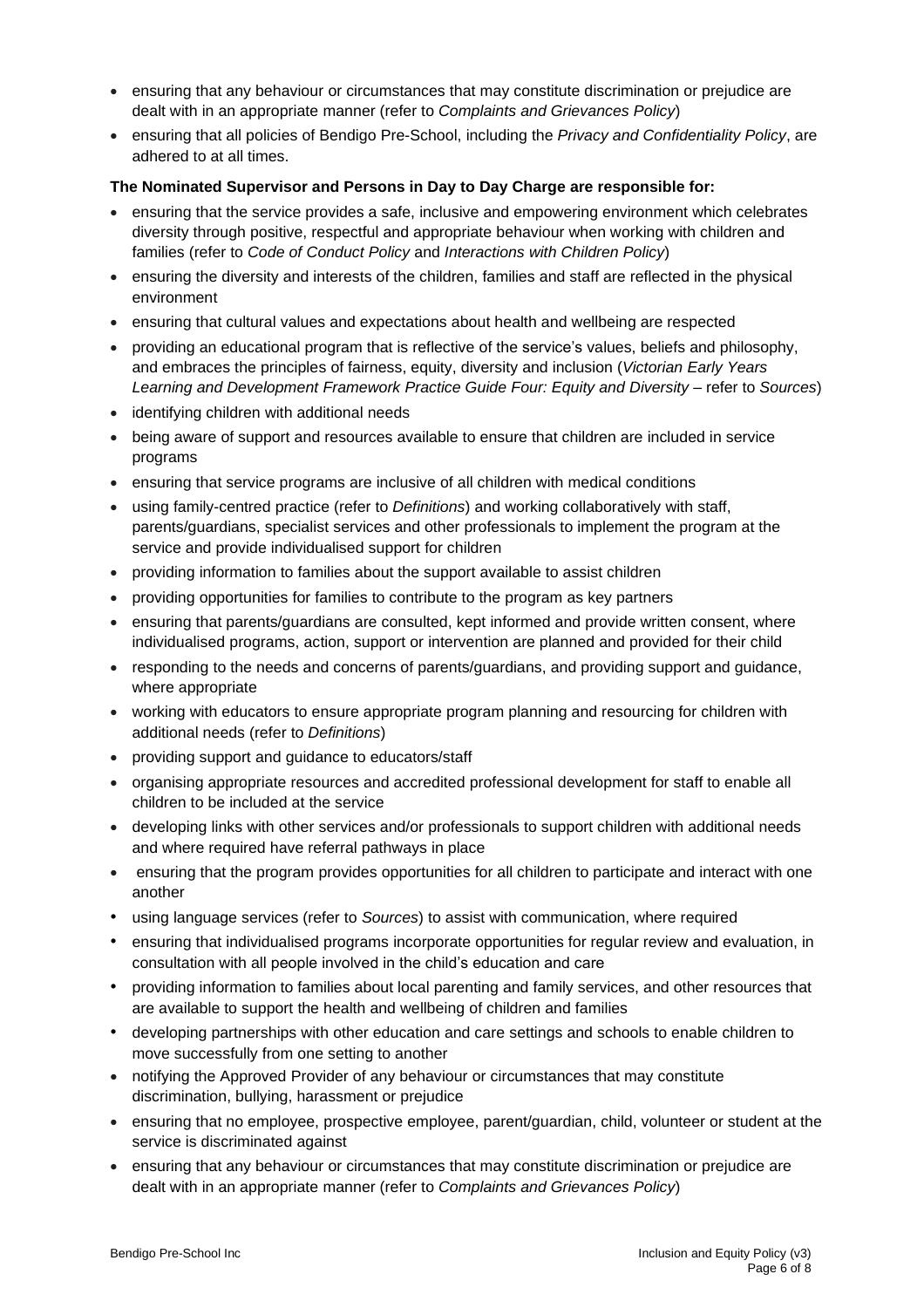- ensuring that any behaviour or circumstances that may constitute discrimination or prejudice are dealt with in an appropriate manner (refer to *Complaints and Grievances Policy*)
- ensuring that all policies of Bendigo Pre-School, including the *Privacy and Confidentiality Policy*, are adhered to at all times.

**The Nominated Supervisor and Persons in Day to Day Charge are responsible for:**

- ensuring that the service provides a safe, inclusive and empowering environment which celebrates diversity through positive, respectful and appropriate behaviour when working with children and families (refer to *Code of Conduct Policy* and *Interactions with Children Policy*)
- ensuring the diversity and interests of the children, families and staff are reflected in the physical environment
- ensuring that cultural values and expectations about health and wellbeing are respected
- providing an educational program that is reflective of the service's values, beliefs and philosophy, and embraces the principles of fairness, equity, diversity and inclusion (*Victorian Early Years Learning and Development Framework Practice Guide Four: Equity and Diversity* – refer to *Sources*)
- identifying children with additional needs
- being aware of support and resources available to ensure that children are included in service programs
- ensuring that service programs are inclusive of all children with medical conditions
- using family-centred practice (refer to *Definitions*) and working collaboratively with staff, parents/guardians, specialist services and other professionals to implement the program at the service and provide individualised support for children
- providing information to families about the support available to assist children
- providing opportunities for families to contribute to the program as key partners
- ensuring that parents/guardians are consulted, kept informed and provide written consent, where individualised programs, action, support or intervention are planned and provided for their child
- responding to the needs and concerns of parents/guardians, and providing support and guidance, where appropriate
- working with educators to ensure appropriate program planning and resourcing for children with additional needs (refer to *Definitions*)
- providing support and guidance to educators/staff
- organising appropriate resources and accredited professional development for staff to enable all children to be included at the service
- developing links with other services and/or professionals to support children with additional needs and where required have referral pathways in place
- ensuring that the program provides opportunities for all children to participate and interact with one another
- using language services (refer to *Sources*) to assist with communication, where required
- ensuring that individualised programs incorporate opportunities for regular review and evaluation, in consultation with all people involved in the child's education and care
- providing information to families about local parenting and family services, and other resources that are available to support the health and wellbeing of children and families
- developing partnerships with other education and care settings and schools to enable children to move successfully from one setting to another
- notifying the Approved Provider of any behaviour or circumstances that may constitute discrimination, bullying, harassment or prejudice
- ensuring that no employee, prospective employee, parent/guardian, child, volunteer or student at the service is discriminated against
- ensuring that any behaviour or circumstances that may constitute discrimination or prejudice are dealt with in an appropriate manner (refer to *Complaints and Grievances Policy*)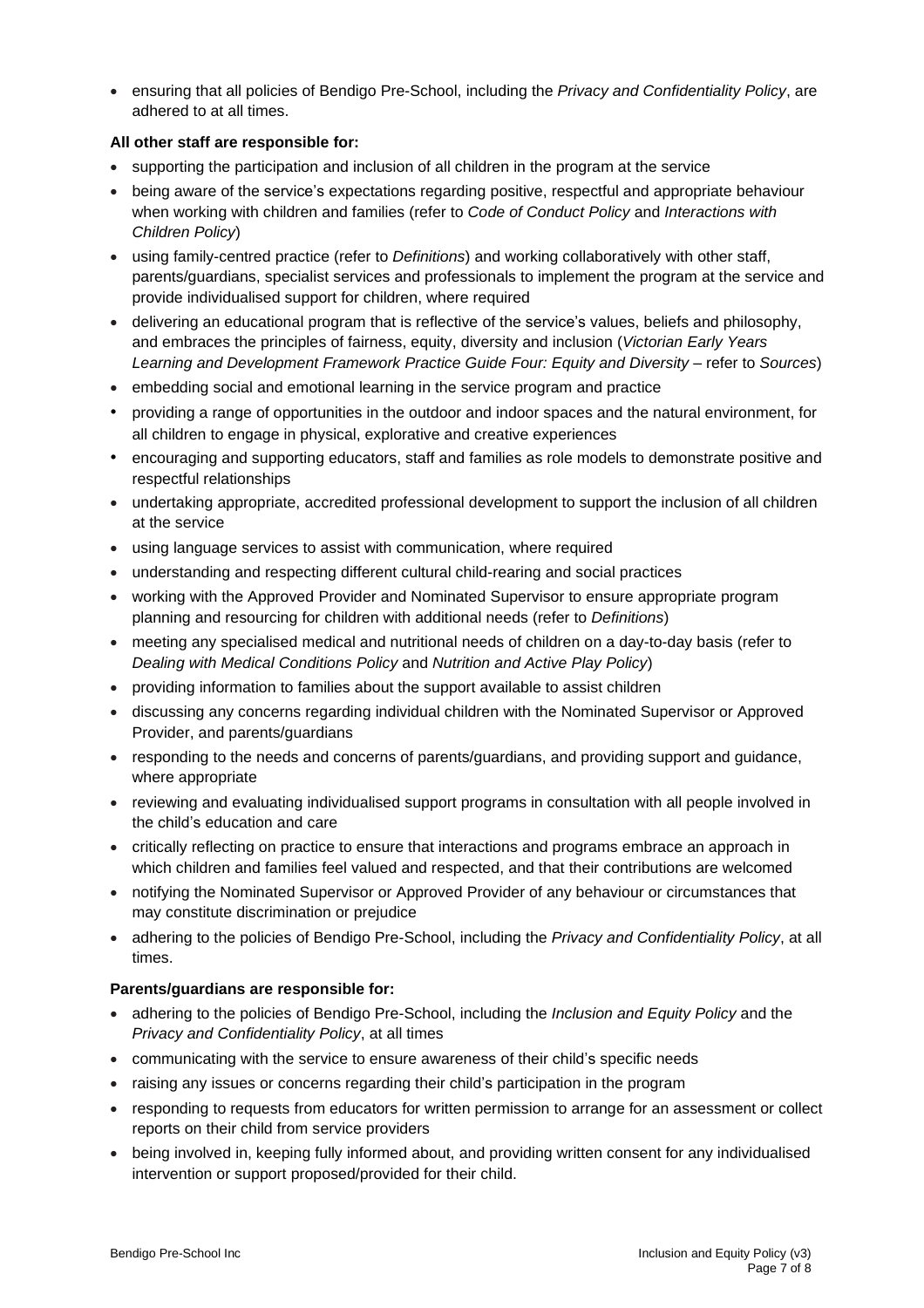- ensuring that all policies of Bendigo Pre-School, including the *Privacy and Confidentiality Policy*, are adhered to at all times.

**All other staff are responsible for:**

- supporting the participation and inclusion of all children in the program at the service
- being aware of the service's expectations regarding positive, respectful and appropriate behaviour when working with children and families (refer to *Code of Conduct Policy* and *Interactions with Children Policy*)
- using family-centred practice (refer to *Definitions*) and working collaboratively with other staff, parents/guardians, specialist services and professionals to implement the program at the service and provide individualised support for children, where required
- delivering an educational program that is reflective of the service's values, beliefs and philosophy, and embraces the principles of fairness, equity, diversity and inclusion (*Victorian Early Years Learning and Development Framework Practice Guide Four: Equity and Diversity* – refer to *Sources*)
- embedding social and emotional learning in the service program and practice
- providing a range of opportunities in the outdoor and indoor spaces and the natural environment, for all children to engage in physical, explorative and creative experiences
- encouraging and supporting educators, staff and families as role models to demonstrate positive and respectful relationships
- undertaking appropriate, accredited professional development to support the inclusion of all children at the service
- using language services to assist with communication, where required
- understanding and respecting different cultural child-rearing and social practices
- working with the Approved Provider and Nominated Supervisor to ensure appropriate program planning and resourcing for children with additional needs (refer to *Definitions*)
- meeting any specialised medical and nutritional needs of children on a day-to-day basis (refer to *Dealing with Medical Conditions Policy* and *Nutrition and Active Play Policy*)
- providing information to families about the support available to assist children
- discussing any concerns regarding individual children with the Nominated Supervisor or Approved Provider, and parents/guardians
- responding to the needs and concerns of parents/guardians, and providing support and guidance, where appropriate
- reviewing and evaluating individualised support programs in consultation with all people involved in the child's education and care
- critically reflecting on practice to ensure that interactions and programs embrace an approach in which children and families feel valued and respected, and that their contributions are welcomed
- notifying the Nominated Supervisor or Approved Provider of any behaviour or circumstances that may constitute discrimination or prejudice
- adhering to the policies of Bendigo Pre-School, including the *Privacy and Confidentiality Policy*, at all times.

**Parents/guardians are responsible for:**

- adhering to the policies of Bendigo Pre-School, including the *Inclusion and Equity Policy* and the *Privacy and Confidentiality Policy*, at all times
- communicating with the service to ensure awareness of their child's specific needs
- raising any issues or concerns regarding their child's participation in the program
- responding to requests from educators for written permission to arrange for an assessment or collect reports on their child from service providers
- being involved in, keeping fully informed about, and providing written consent for any individualised intervention or support proposed/provided for their child.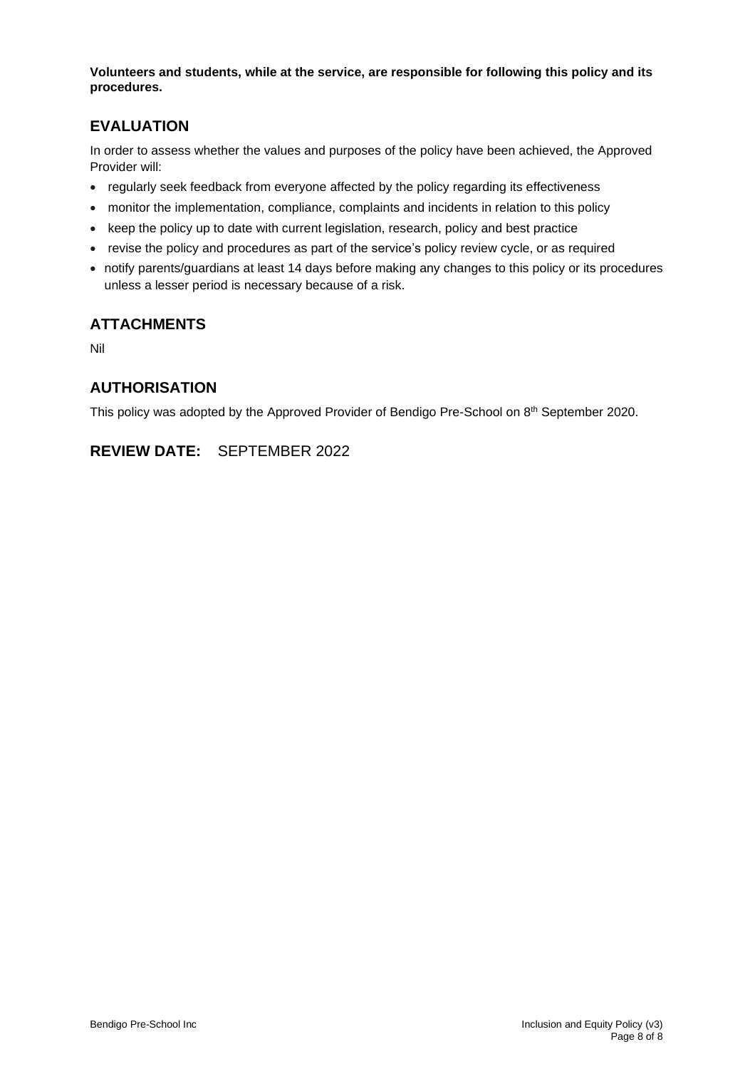**Volunteers and students, while at the service, are responsible for following this policy and its procedures.**

## EVALUATION

In order to assess whether the values and purposes of the policy have been achieved, the Approved Provider will:

- regularly seek feedback from everyone affected by the policy regarding its effectiveness
- monitor the implementation, compliance, complaints and incidents in relation to this policy
- keep the policy up to date with current legislation, research, policy and best practice
- revise the policy and procedures as part of the service's policy review cycle, or as required
- notify parents/guardians at least 14 days before making any changes to this policy or its procedures unless a lesser period is necessary because of a risk.

## ATTACHMENTS

Nil

## AUTHORISATION

This policy was adopted by the Approved Provider of Bendigo Pre-School on 8th September 2020.

## REVIEW DATE: SEPTEMBER 2022